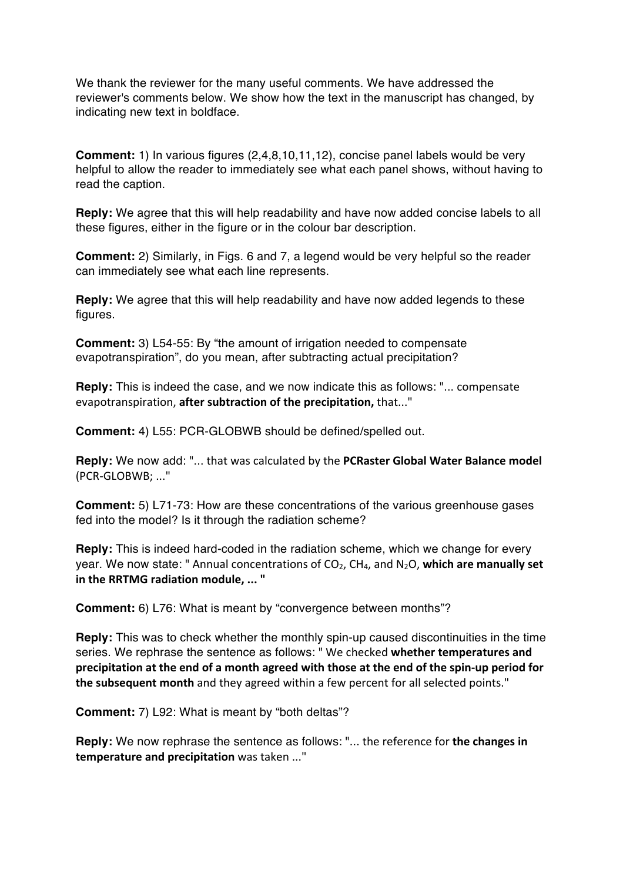We thank the reviewer for the many useful comments. We have addressed the reviewer's comments below. We show how the text in the manuscript has changed, by indicating new text in boldface.

**Comment:** 1) In various figures (2,4,8,10,11,12), concise panel labels would be very helpful to allow the reader to immediately see what each panel shows, without having to read the caption.

**Reply:** We agree that this will help readability and have now added concise labels to all these figures, either in the figure or in the colour bar description.

**Comment:** 2) Similarly, in Figs. 6 and 7, a legend would be very helpful so the reader can immediately see what each line represents.

**Reply:** We agree that this will help readability and have now added legends to these figures.

**Comment:** 3) L54-55: By "the amount of irrigation needed to compensate evapotranspiration", do you mean, after subtracting actual precipitation?

**Reply:** This is indeed the case, and we now indicate this as follows: "... compensate evapotranspiration, **after subtraction of the precipitation,** that..."

**Comment:** 4) L55: PCR-GLOBWB should be defined/spelled out.

**Reply:** We now add: "... that was calculated by the **PCRaster Global Water Balance model** (PCR-GLOBWB; ..."

**Comment:** 5) L71-73: How are these concentrations of the various greenhouse gases fed into the model? Is it through the radiation scheme?

**Reply:** This is indeed hard-coded in the radiation scheme, which we change for every year. We now state: " Annual concentrations of $CO_2$, $CH_4$, and $N_2O$, **which are manually set in the RRTMG radiation module, ... "**

**Comment:** 6) L76: What is meant by "convergence between months"?

**Reply:** This was to check whether the monthly spin-up caused discontinuities in the time series. We rephrase the sentence as follows: " We checked **whether temperatures and precipitation at the end of a month agreed with those at the end of the spin-up period for the subsequent month** and they agreed within a few percent for all selected points."

**Comment:** 7) L92: What is meant by "both deltas"?

**Reply:** We now rephrase the sentence as follows: "... the reference for **the changes in temperature and precipitation** was taken ..."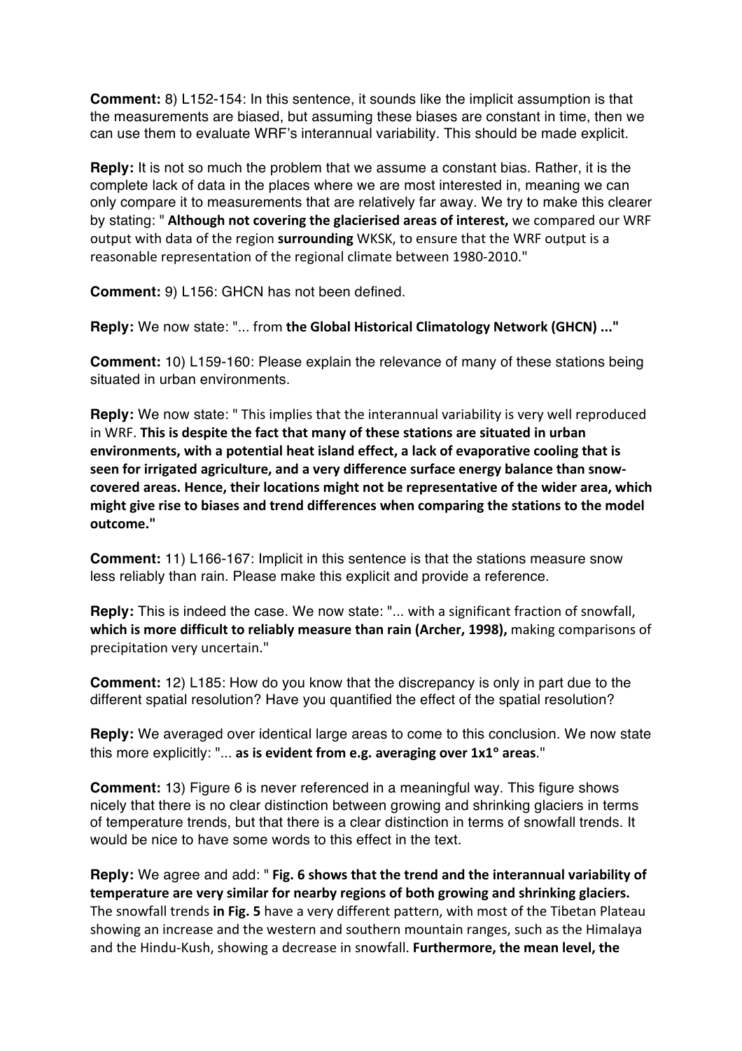**Comment:** 8) L152-154: In this sentence, it sounds like the implicit assumption is that the measurements are biased, but assuming these biases are constant in time, then we can use them to evaluate WRF's interannual variability. This should be made explicit.

**Reply:** It is not so much the problem that we assume a constant bias. Rather, it is the complete lack of data in the places where we are most interested in, meaning we can only compare it to measurements that are relatively far away. We try to make this clearer by stating: " **Although not covering the glacierised areas of interest,** we compared our WRF output with data of the region **surrounding** WKSK, to ensure that the WRF output is a reasonable representation of the regional climate between 1980-2010."

**Comment:** 9) L156: GHCN has not been defined.

**Reply:** We now state: "... from **the Global Historical Climatology Network (GHCN) ...**"

**Comment:** 10) L159-160: Please explain the relevance of many of these stations being situated in urban environments.

**Reply:** We now state: " This implies that the interannual variability is very well reproduced in WRF. **This is despite the fact that many of these stations are situated in urban environments, with a potential heat island effect, a lack of evaporative cooling that is seen for irrigated agriculture, and a very difference surface energy balance than snow-covered areas. Hence, their locations might not be representative of the wider area, which might give rise to biases and trend differences when comparing the stations to the model outcome."**

**Comment:** 11) L166-167: Implicit in this sentence is that the stations measure snow less reliably than rain. Please make this explicit and provide a reference.

**Reply:** This is indeed the case. We now state: "... with a significant fraction of snowfall, **which is more difficult to reliably measure than rain (Archer, 1998),** making comparisons of precipitation very uncertain."

**Comment:** 12) L185: How do you know that the discrepancy is only in part due to the different spatial resolution? Have you quantified the effect of the spatial resolution?

**Reply:** We averaged over identical large areas to come to this conclusion. We now state this more explicitly: "... **as is evident from e.g. averaging over 1x1° areas**."

**Comment:** 13) Figure 6 is never referenced in a meaningful way. This figure shows nicely that there is no clear distinction between growing and shrinking glaciers in terms of temperature trends, but that there is a clear distinction in terms of snowfall trends. It would be nice to have some words to this effect in the text.

**Reply:** We agree and add: " **Fig. 6 shows that the trend and the interannual variability of temperature are very similar for nearby regions of both growing and shrinking glaciers.** The snowfall trends **in Fig. 5** have a very different pattern, with most of the Tibetan Plateau showing an increase and the western and southern mountain ranges, such as the Himalaya and the Hindu-Kush, showing a decrease in snowfall. **Furthermore, the mean level, the**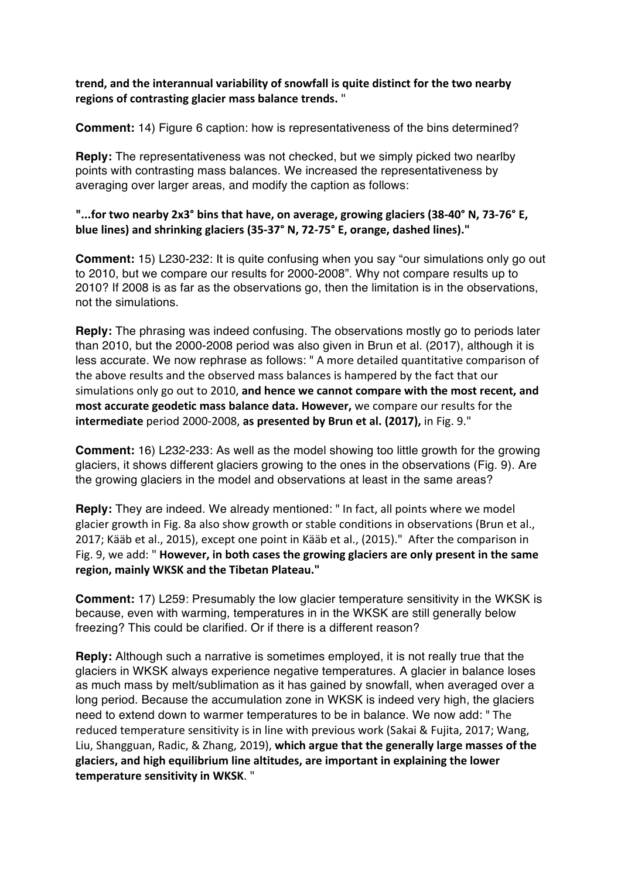**trend, and the interannual variability of snowfall is quite distinct for the two nearby regions of contrasting glacier mass balance trends.** "

**Comment:** 14) Figure 6 caption: how is representativeness of the bins determined?

**Reply:** The representativeness was not checked, but we simply picked two nearlby points with contrasting mass balances. We increased the representativeness by averaging over larger areas, and modify the caption as follows:

**"...for two nearby 2x3° bins that have, on average, growing glaciers (38-40° N, 73-76° E, blue lines) and shrinking glaciers (35-37° N, 72-75° E, orange, dashed lines)."**

**Comment:** 15) L230-232: It is quite confusing when you say "our simulations only go out to 2010, but we compare our results for 2000-2008". Why not compare results up to 2010? If 2008 is as far as the observations go, then the limitation is in the observations, not the simulations.

**Reply:** The phrasing was indeed confusing. The observations mostly go to periods later than 2010, but the 2000-2008 period was also given in Brun et al. (2017), although it is less accurate. We now rephrase as follows: " A more detailed quantitative comparison of the above results and the observed mass balances is hampered by the fact that our simulations only go out to 2010, **and hence we cannot compare with the most recent, and most accurate geodetic mass balance data. However,** we compare our results for the **intermediate** period 2000-2008, **as presented by Brun et al. (2017),** in Fig. 9."

**Comment:** 16) L232-233: As well as the model showing too little growth for the growing glaciers, it shows different glaciers growing to the ones in the observations (Fig. 9). Are the growing glaciers in the model and observations at least in the same areas?

**Reply:** They are indeed. We already mentioned: " In fact, all points where we model glacier growth in Fig. 8a also show growth or stable conditions in observations (Brun et al., 2017; Kääb et al., 2015), except one point in Kääb et al., (2015)." After the comparison in Fig. 9, we add: " **However, in both cases the growing glaciers are only present in the same region, mainly WKSK and the Tibetan Plateau."**

**Comment:** 17) L259: Presumably the low glacier temperature sensitivity in the WKSK is because, even with warming, temperatures in in the WKSK are still generally below freezing? This could be clarified. Or if there is a different reason?

**Reply:** Although such a narrative is sometimes employed, it is not really true that the glaciers in WKSK always experience negative temperatures. A glacier in balance loses as much mass by melt/sublimation as it has gained by snowfall, when averaged over a long period. Because the accumulation zone in WKSK is indeed very high, the glaciers need to extend down to warmer temperatures to be in balance. We now add: " The reduced temperature sensitivity is in line with previous work (Sakai & Fujita, 2017; Wang, Liu, Shangguan, Radic, & Zhang, 2019), **which argue that the generally large masses of the glaciers, and high equilibrium line altitudes, are important in explaining the lower temperature sensitivity in WKSK**. "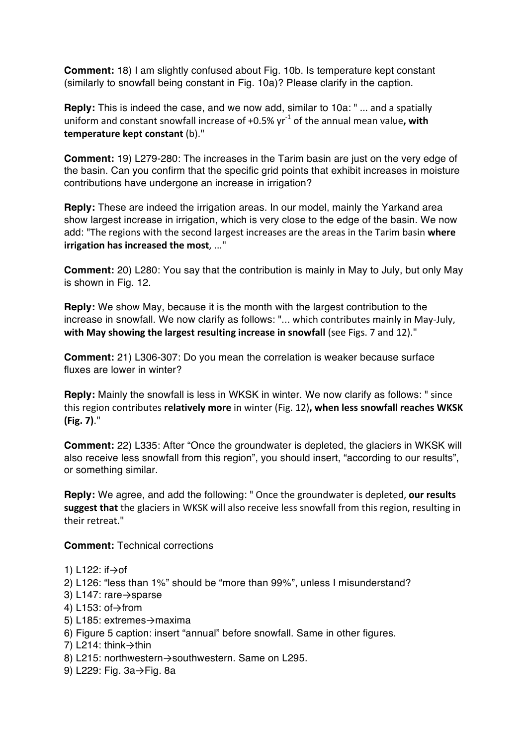**Comment:** 18) I am slightly confused about Fig. 10b. Is temperature kept constant (similarly to snowfall being constant in Fig. 10a)? Please clarify in the caption.

**Reply:** This is indeed the case, and we now add, similar to 10a: " ... and a spatially uniform and constant snowfall increase of +0.5% $yr^{-1}$ of the annual mean value**, with temperature kept constant** (b)."

**Comment:** 19) L279-280: The increases in the Tarim basin are just on the very edge of the basin. Can you confirm that the specific grid points that exhibit increases in moisture contributions have undergone an increase in irrigation?

**Reply:** These are indeed the irrigation areas. In our model, mainly the Yarkand area show largest increase in irrigation, which is very close to the edge of the basin. We now add: "The regions with the second largest increases are the areas in the Tarim basin **where irrigation has increased the most**, ..."

**Comment:** 20) L280: You say that the contribution is mainly in May to July, but only May is shown in Fig. 12.

**Reply:** We show May, because it is the month with the largest contribution to the increase in snowfall. We now clarify as follows: "... which contributes mainly in May-July, **with May showing the largest resulting increase in snowfall** (see Figs. 7 and 12)."

**Comment:** 21) L306-307: Do you mean the correlation is weaker because surface fluxes are lower in winter?

**Reply:** Mainly the snowfall is less in WKSK in winter. We now clarify as follows: " since this region contributes **relatively more** in winter (Fig. 12)**, when less snowfall reaches WKSK (Fig. 7)**."

**Comment:** 22) L335: After "Once the groundwater is depleted, the glaciers in WKSK will also receive less snowfall from this region", you should insert, "according to our results", or something similar.

**Reply:** We agree, and add the following: " Once the groundwater is depleted, **our results suggest that** the glaciers in WKSK will also receive less snowfall from this region, resulting in their retreat."

**Comment:** Technical corrections

1) L122: if→of
2) L126: "less than 1%" should be "more than 99%", unless I misunderstand?
3) L147: rare→sparse
4) L153: of→from
5) L185: extremes→maxima
6) Figure 5 caption: insert "annual" before snowfall. Same in other figures.
7) L214: think→thin
8) L215: northwestern→southwestern. Same on L295.
9) L229: Fig. 3a→Fig. 8a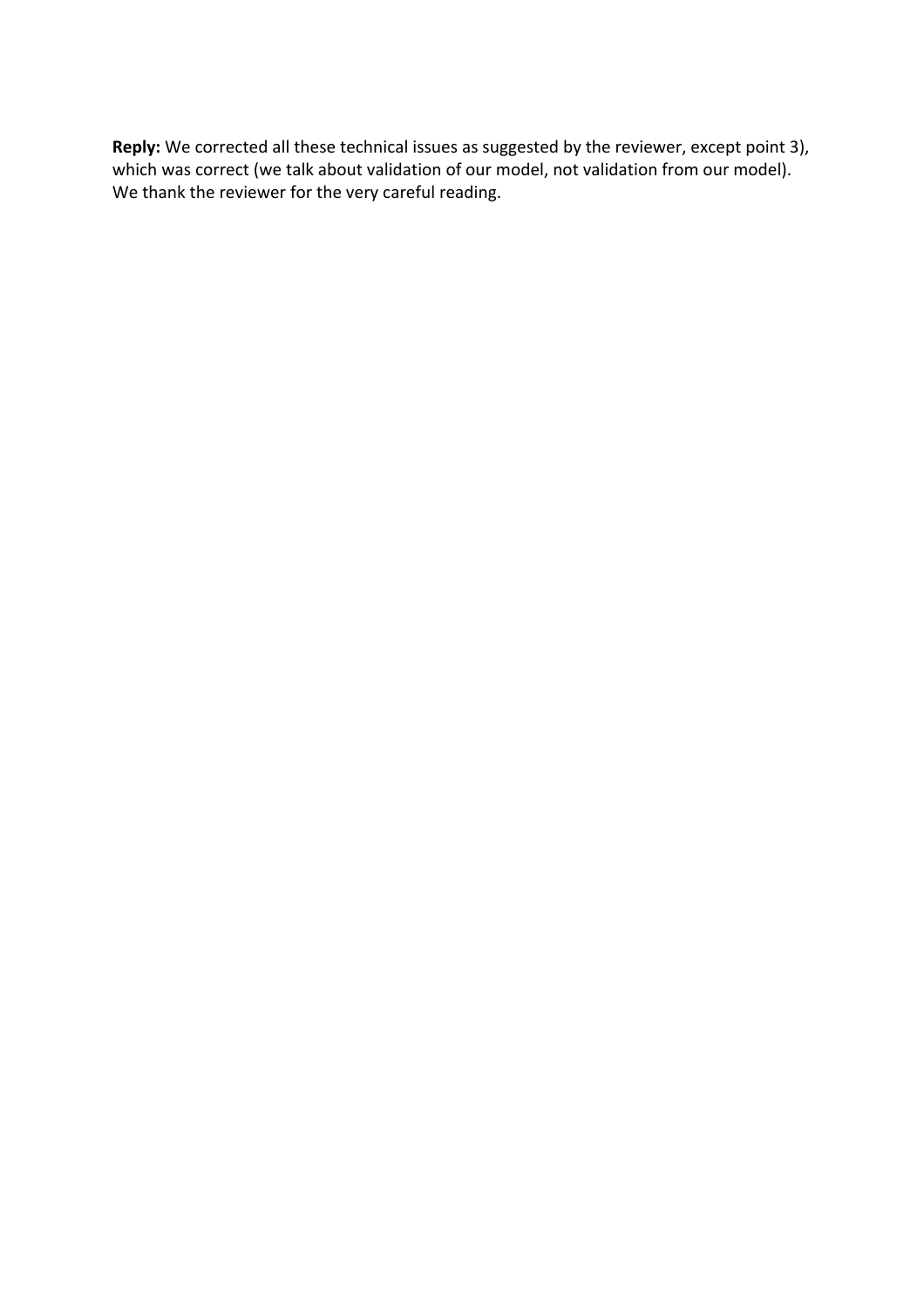**Reply:** We corrected all these technical issues as suggested by the reviewer, except point 3), which was correct (we talk about validation of our model, not validation from our model). We thank the reviewer for the very careful reading.